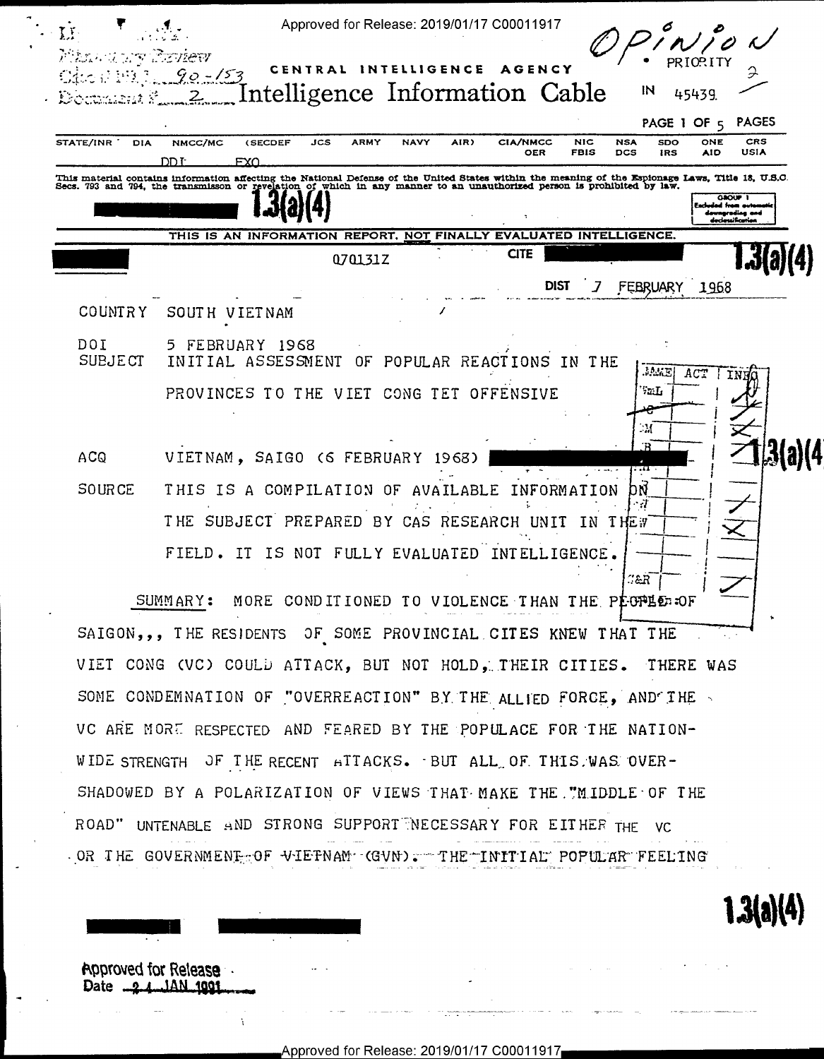Historical Review
Case # 90-153
Document # 2

OPINION

CENTRAL INTELLIGENCE AGENCY

# Intelligence Information Cable

PRIORITY

IN 45439

PAGE 1 OF 5 PAGES

| STATE/INR | DIA | NMCC/MC | (SECDEF | JCS | ARMY | NAVY | AIR) | CIA/NMCC | NIC | NSA | SDO | ONE | CRS |
|---|---|---|---|---|---|---|---|---|---|---|---|---|---|
| | | | | | | | | OER | FBIS | DCS | IRS | AID | USIA |
| | | DDI | EXO | | | | | | | | | | |

This material contains information affecting the National Defense of the United States within the meaning of the Espionage Laws, Title 18, U.S.C. Secs. 793 and 794, the transmisson or revelation of which in any manner to an unauthorized person is prohibited by law.

1.3(a)(4)

GROUP 1 Excluded from automatic downgrading and declassification

THIS IS AN INFORMATION REPORT, NOT FINALLY EVALUATED INTELLIGENCE.

070131Z CITE 1.3(a)(4)

DIST 7 FEBRUARY 1968

COUNTRY SOUTH VIETNAM

DOI 5 FEBRUARY 1968

SUBJECT INITIAL ASSESSMENT OF POPULAR REACTIONS IN THE PROVINCES TO THE VIET CONG TET OFFENSIVE

ACQ VIETNAM, SAIGO (6 FEBRUARY 1968) 1.3(a)(4)

SOURCE THIS IS A COMPILATION OF AVAILABLE INFORMATION ON THE SUBJECT PREPARED BY CAS RESEARCH UNIT IN THE FIELD. IT IS NOT FULLY EVALUATED INTELLIGENCE.

SUMMARY: MORE CONDITIONED TO VIOLENCE THAN THE PEOPLE OF SAIGON,,, THE RESIDENTS OF SOME PROVINCIAL CITES KNEW THAT THE VIET CONG (VC) COULD ATTACK, BUT NOT HOLD, THEIR CITIES. THERE WAS SOME CONDEMNATION OF "OVERREACTION" BY THE ALLIED FORCE, AND THE VC ARE MORE RESPECTED AND FEARED BY THE POPULACE FOR THE NATION-WIDE STRENGTH OF THE RECENT ATTACKS. BUT ALL OF THIS WAS OVER-SHADOWED BY A POLARIZATION OF VIEWS THAT MAKE THE "MIDDLE OF THE ROAD" UNTENABLE AND STRONG SUPPORT NECESSARY FOR EITHER THE VC OR THE GOVERNMENT OF VIETNAM (GVN). THE INITIAL POPULAR FEELING

1.3(a)(4)

Approved for Release
Date 24 JAN 1991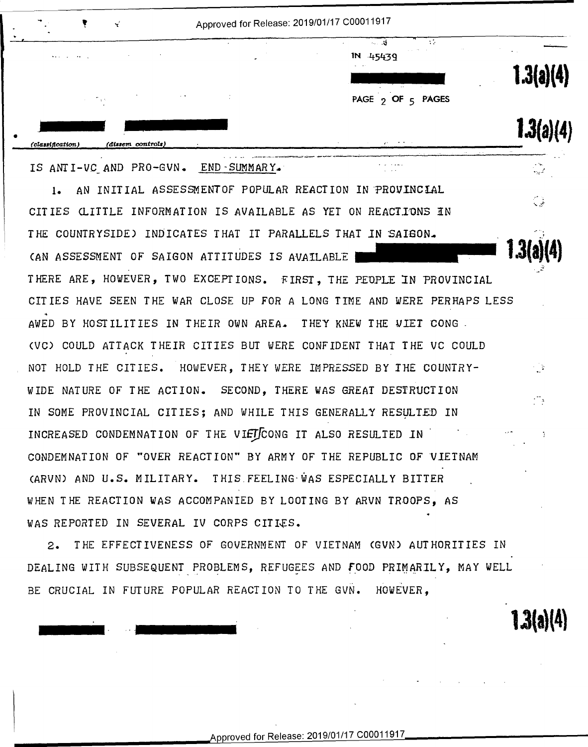IN 45439

IS ANTI-VC AND PRO-GVN. END SUMMARY.

1. AN INITIAL ASSESSMENT OF POPULAR REACTION IN PROVINCIAL CITIES (LITTLE INFORMATION IS AVAILABLE AS YET ON REACTIONS IN THE COUNTRYSIDE) INDICATES THAT IT PARALLELS THAT IN SAIGON. (AN ASSESSMENT OF SAIGON ATTITUDES IS AVAILABLE ████ THERE ARE, HOWEVER, TWO EXCEPTIONS. FIRST, THE PEOPLE IN PROVINCIAL CITIES HAVE SEEN THE WAR CLOSE UP FOR A LONG TIME AND WERE PERHAPS LESS AWED BY HOSTILITIES IN THEIR OWN AREA. THEY KNEW THE VIET CONG (VC) COULD ATTACK THEIR CITIES BUT WERE CONFIDENT THAT THE VC COULD NOT HOLD THE CITIES. HOWEVER, THEY WERE IMPRESSED BY THE COUNTRY-WIDE NATURE OF THE ACTION. SECOND, THERE WAS GREAT DESTRUCTION IN SOME PROVINCIAL CITIES; AND WHILE THIS GENERALLY RESULTED IN INCREASED CONDEMNATION OF THE VIET CONG IT ALSO RESULTED IN CONDEMNATION OF "OVER REACTION" BY ARMY OF THE REPUBLIC OF VIETNAM (ARVN) AND U.S. MILITARY. THIS FEELING WAS ESPECIALLY BITTER WHEN THE REACTION WAS ACCOMPANIED BY LOOTING BY ARVN TROOPS, AS WAS REPORTED IN SEVERAL IV CORPS CITIES.

2. THE EFFECTIVENESS OF GOVERNMENT OF VIETNAM (GVN) AUTHORITIES IN DEALING WITH SUBSEQUENT PROBLEMS, REFUGEES AND FOOD PRIMARILY, MAY WELL BE CRUCIAL IN FUTURE POPULAR REACTION TO THE GVN. HOWEVER,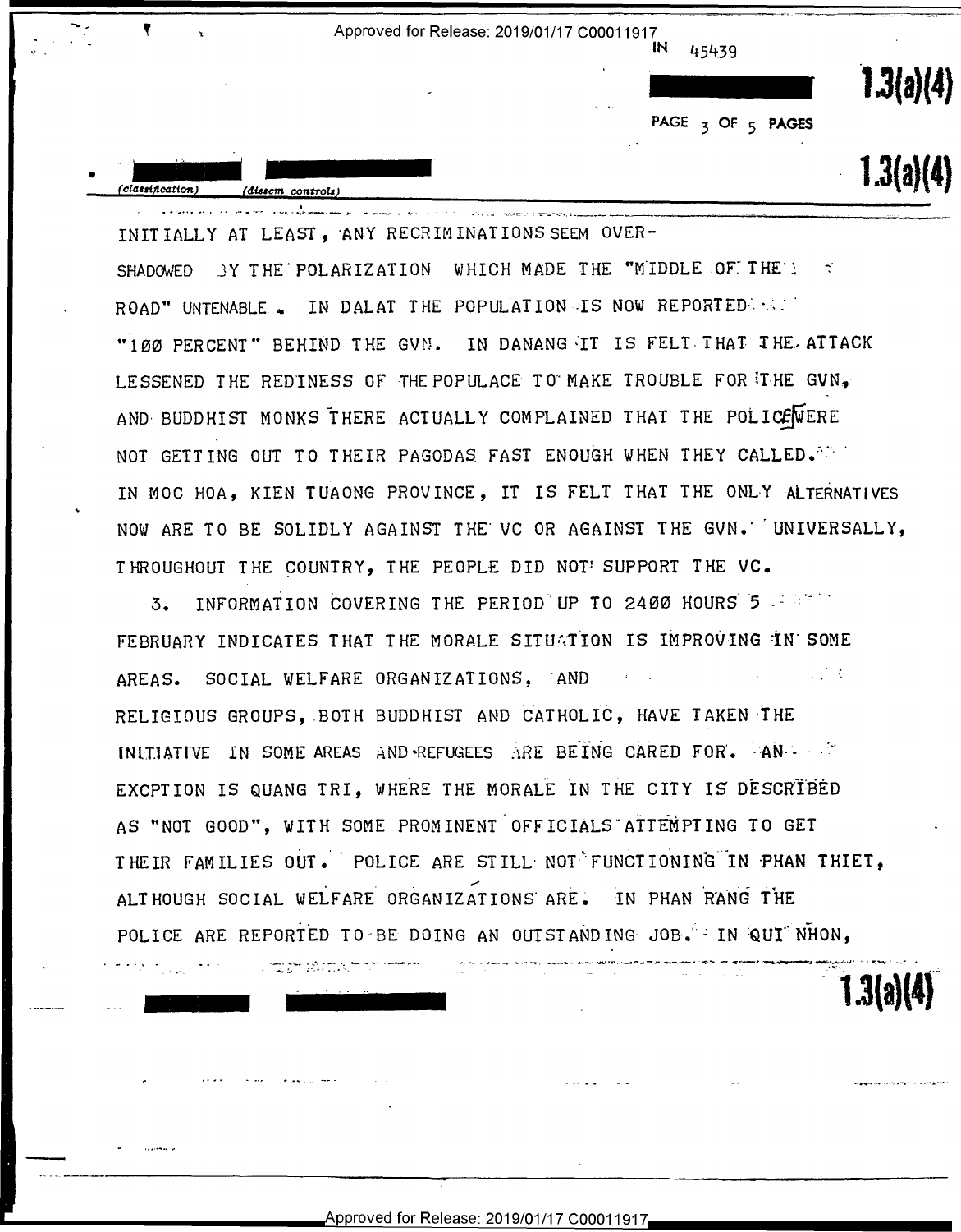INITIALLY AT LEAST, ANY RECRIMINATIONS SEEM OVER-SHADOWED BY THE POLARIZATION WHICH MADE THE "MIDDLE OF THE ROAD" UNTENABLE. IN DALAT THE POPULATION IS NOW REPORTED "100 PERCENT" BEHIND THE GVN. IN DANANG IT IS FELT THAT THE ATTACK LESSENED THE REDINESS OF THE POPULACE TO MAKE TROUBLE FOR THE GVN, AND BUDDHIST MONKS THERE ACTUALLY COMPLAINED THAT THE POLICE WERE NOT GETTING OUT TO THEIR PAGODAS FAST ENOUGH WHEN THEY CALLED. IN MOC HOA, KIEN TUAONG PROVINCE, IT IS FELT THAT THE ONLY ALTERNATIVES NOW ARE TO BE SOLIDLY AGAINST THE VC OR AGAINST THE GVN. UNIVERSALLY, THROUGHOUT THE COUNTRY, THE PEOPLE DID NOT SUPPORT THE VC.

3. INFORMATION COVERING THE PERIOD UP TO 2400 HOURS 5 FEBRUARY INDICATES THAT THE MORALE SITUATION IS IMPROVING IN SOME AREAS. SOCIAL WELFARE ORGANIZATIONS, AND RELIGIOUS GROUPS, BOTH BUDDHIST AND CATHOLIC, HAVE TAKEN THE INITIATIVE IN SOME AREAS AND REFUGEES ARE BEING CARED FOR. AN EXCPTION IS QUANG TRI, WHERE THE MORALE IN THE CITY IS DESCRIBED AS "NOT GOOD", WITH SOME PROMINENT OFFICIALS ATTEMPTING TO GET THEIR FAMILIES OUT. POLICE ARE STILL NOT FUNCTIONING IN PHAN THIET, ALTHOUGH SOCIAL WELFARE ORGANIZATIONS ARE. IN PHAN RANG THE POLICE ARE REPORTED TO BE DOING AN OUTSTANDING JOB. IN QUI NHON,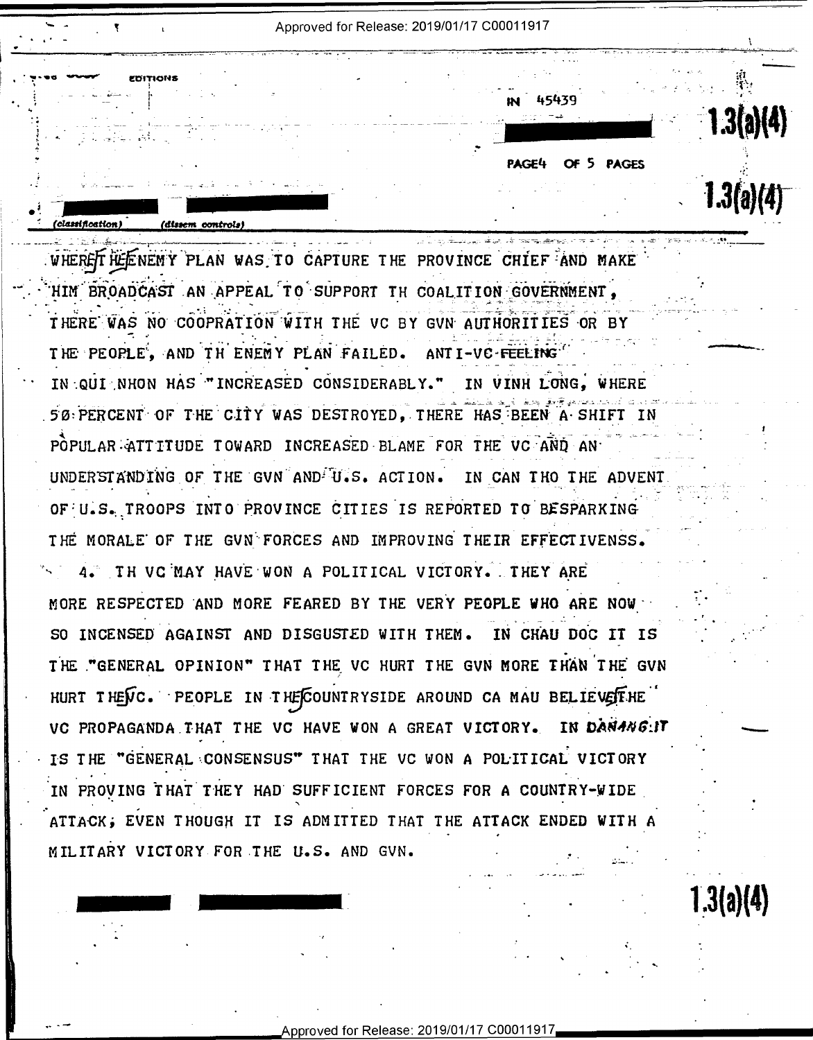IN 45439

PAGE4 OF 5 PAGES

(classification) (dissem controls)

WHERE THE ENEMY PLAN WAS TO CAPTURE THE PROVINCE CHIEF AND MAKE HIM BROADCAST AN APPEAL TO SUPPORT TH COALITION GOVERNMENT, THERE WAS NO COOPRATION WITH THE VC BY GVN AUTHORITIES OR BY THE PEOPLE, AND TH ENEMY PLAN FAILED. ANTI-VC FEELING IN QUI NHON HAS "INCREASED CONSIDERABLY." IN VINH LONG, WHERE 50 PERCENT OF THE CITY WAS DESTROYED, THERE HAS BEEN A SHIFT IN POPULAR ATTITUDE TOWARD INCREASED BLAME FOR THE VC AND AN UNDERSTANDING OF THE GVN AND U.S. ACTION. IN CAN THO THE ADVENT OF U.S. TROOPS INTO PROVINCE CITIES IS REPORTED TO BE SPARKING THE MORALE OF THE GVN FORCES AND IMPROVING THEIR EFFECTIVENSS.

4. TH VC MAY HAVE WON A POLITICAL VICTORY. THEY ARE MORE RESPECTED AND MORE FEARED BY THE VERY PEOPLE WHO ARE NOW SO INCENSED AGAINST AND DISGUSTED WITH THEM. IN CHAU DOC IT IS THE "GENERAL OPINION" THAT THE VC HURT THE GVN MORE THAN THE GVN HURT THE VC. PEOPLE IN THE COUNTRYSIDE AROUND CA MAU BELIEVE THE VC PROPAGANDA THAT THE VC HAVE WON A GREAT VICTORY. IN DANANG IT IS THE "GENERAL CONSENSUS" THAT THE VC WON A POLITICAL VICTORY IN PROVING THAT THEY HAD SUFFICIENT FORCES FOR A COUNTRY-WIDE ATTACK, EVEN THOUGH IT IS ADMITTED THAT THE ATTACK ENDED WITH A MILITARY VICTORY FOR THE U.S. AND GVN.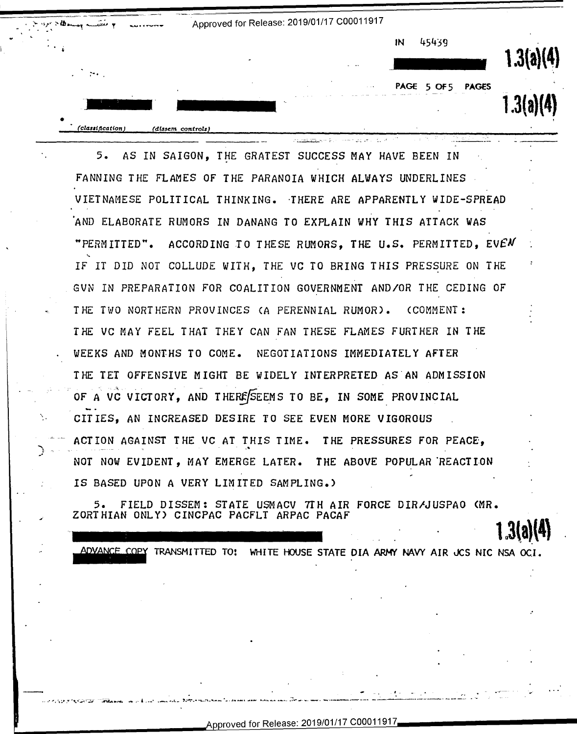IN 45439

1.3(a)(4)

1.3(a)(4)

(classification) (dissem controls)

5. AS IN SAIGON, THE GRATEST SUCCESS MAY HAVE BEEN IN FANNING THE FLAMES OF THE PARANOIA WHICH ALWAYS UNDERLINES VIETNAMESE POLITICAL THINKING. THERE ARE APPARENTLY WIDE-SPREAD AND ELABORATE RUMORS IN DANANG TO EXPLAIN WHY THIS ATTACK WAS "PERMITTED". ACCORDING TO THESE RUMORS, THE U.S. PERMITTED, EVEN IF IT DID NOT COLLUDE WITH, THE VC TO BRING THIS PRESSURE ON THE GVN IN PREPARATION FOR COALITION GOVERNMENT AND/OR THE CEDING OF THE TWO NORTHERN PROVINCES (A PERENNIAL RUMOR). (COMMENT: THE VC MAY FEEL THAT THEY CAN FAN THESE FLAMES FURTHER IN THE WEEKS AND MONTHS TO COME. NEGOTIATIONS IMMEDIATELY AFTER THE TET OFFENSIVE MIGHT BE WIDELY INTERPRETED AS AN ADMISSION OF A VC VICTORY, AND THERE SEEMS TO BE, IN SOME PROVINCIAL CITIES, AN INCREASED DESIRE TO SEE EVEN MORE VIGOROUS ACTION AGAINST THE VC AT THIS TIME. THE PRESSURES FOR PEACE, NOT NOW EVIDENT, MAY EMERGE LATER. THE ABOVE POPULAR REACTION IS BASED UPON A VERY LIMITED SAMPLING.)

5. FIELD DISSEM: STATE USMACV 7TH AIR FORCE DIR/JUSPAO (MR. ZORTHIAN ONLY) CINCPAC PACFLT ARPAC PACAF

1.3(a)(4)

ADVANCE COPY TRANSMITTED TO: WHITE HOUSE STATE DIA ARMY NAVY AIR JCS NIC NSA OCI.